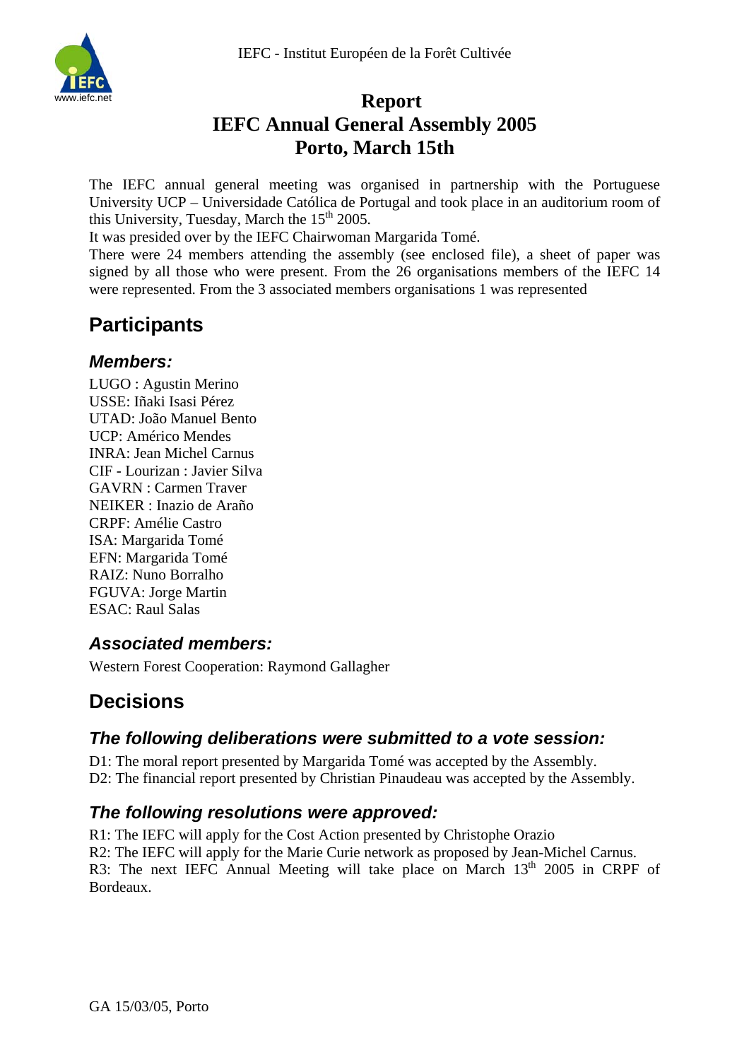IEFC - Institut Européen de la Forêt Cultivée

# Report
# IEFC Annual General Assembly 2005
# Porto, March 15th

The IEFC annual general meeting was organised in partnership with the Portuguese University UCP – Universidade Católica de Portugal and took place in an auditorium room of this University, Tuesday, March the 15th 2005.
It was presided over by the IEFC Chairwoman Margarida Tomé.
There were 24 members attending the assembly (see enclosed file), a sheet of paper was signed by all those who were present. From the 26 organisations members of the IEFC 14 were represented. From the 3 associated members organisations 1 was represented

## Participants

### *Members:*

LUGO : Agustin Merino
USSE: Iñaki Isasi Pérez
UTAD: João Manuel Bento
UCP: Américo Mendes
INRA: Jean Michel Carnus
CIF - Lourizan : Javier Silva
GAVRN : Carmen Traver
NEIKER : Inazio de Araño
CRPF: Amélie Castro
ISA: Margarida Tomé
EFN: Margarida Tomé
RAIZ: Nuno Borralho
FGUVA: Jorge Martin
ESAC: Raul Salas

### *Associated members:*

Western Forest Cooperation: Raymond Gallagher

## Decisions

### *The following deliberations were submitted to a vote session:*

D1: The moral report presented by Margarida Tomé was accepted by the Assembly.
D2: The financial report presented by Christian Pinaudeau was accepted by the Assembly.

### *The following resolutions were approved:*

R1: The IEFC will apply for the Cost Action presented by Christophe Orazio
R2: The IEFC will apply for the Marie Curie network as proposed by Jean-Michel Carnus.
R3: The next IEFC Annual Meeting will take place on March 13th 2005 in CRPF of Bordeaux.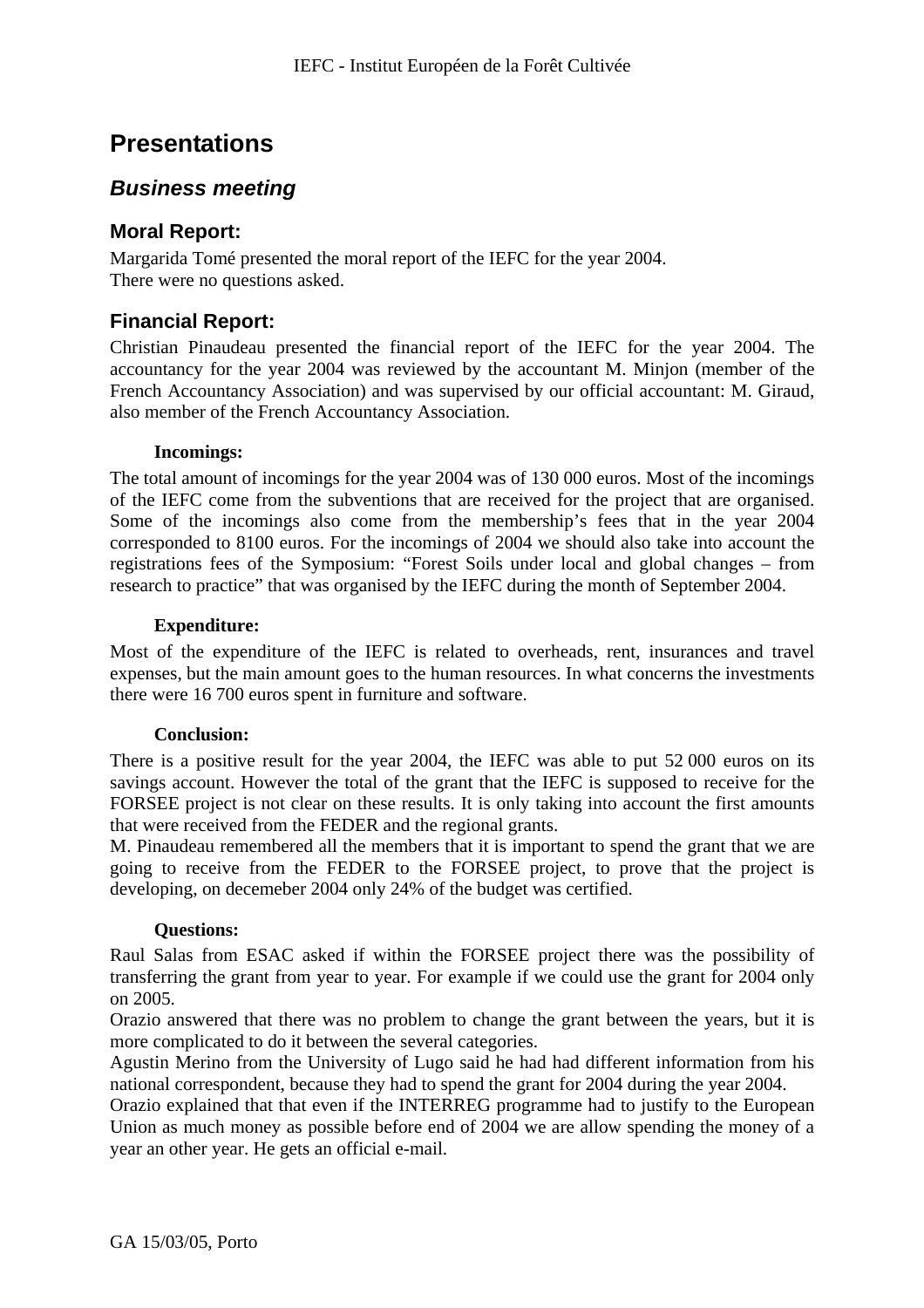# Presentations

## *Business meeting*

### Moral Report:

Margarida Tomé presented the moral report of the IEFC for the year 2004.
There were no questions asked.

### Financial Report:

Christian Pinaudeau presented the financial report of the IEFC for the year 2004. The accountancy for the year 2004 was reviewed by the accountant M. Minjon (member of the French Accountancy Association) and was supervised by our official accountant: M. Giraud, also member of the French Accountancy Association.

**Incomings:**

The total amount of incomings for the year 2004 was of 130 000 euros. Most of the incomings of the IEFC come from the subventions that are received for the project that are organised. Some of the incomings also come from the membership's fees that in the year 2004 corresponded to 8100 euros. For the incomings of 2004 we should also take into account the registrations fees of the Symposium: "Forest Soils under local and global changes – from research to practice" that was organised by the IEFC during the month of September 2004.

**Expenditure:**

Most of the expenditure of the IEFC is related to overheads, rent, insurances and travel expenses, but the main amount goes to the human resources. In what concerns the investments there were 16 700 euros spent in furniture and software.

**Conclusion:**

There is a positive result for the year 2004, the IEFC was able to put 52 000 euros on its savings account. However the total of the grant that the IEFC is supposed to receive for the FORSEE project is not clear on these results. It is only taking into account the first amounts that were received from the FEDER and the regional grants.
M. Pinaudeau remembered all the members that it is important to spend the grant that we are going to receive from the FEDER to the FORSEE project, to prove that the project is developing, on decemeber 2004 only 24% of the budget was certified.

**Questions:**

Raul Salas from ESAC asked if within the FORSEE project there was the possibility of transferring the grant from year to year. For example if we could use the grant for 2004 only on 2005.
Orazio answered that there was no problem to change the grant between the years, but it is more complicated to do it between the several categories.
Agustin Merino from the University of Lugo said he had had different information from his national correspondent, because they had to spend the grant for 2004 during the year 2004.
Orazio explained that that even if the INTERREG programme had to justify to the European Union as much money as possible before end of 2004 we are allow spending the money of a year an other year. He gets an official e-mail.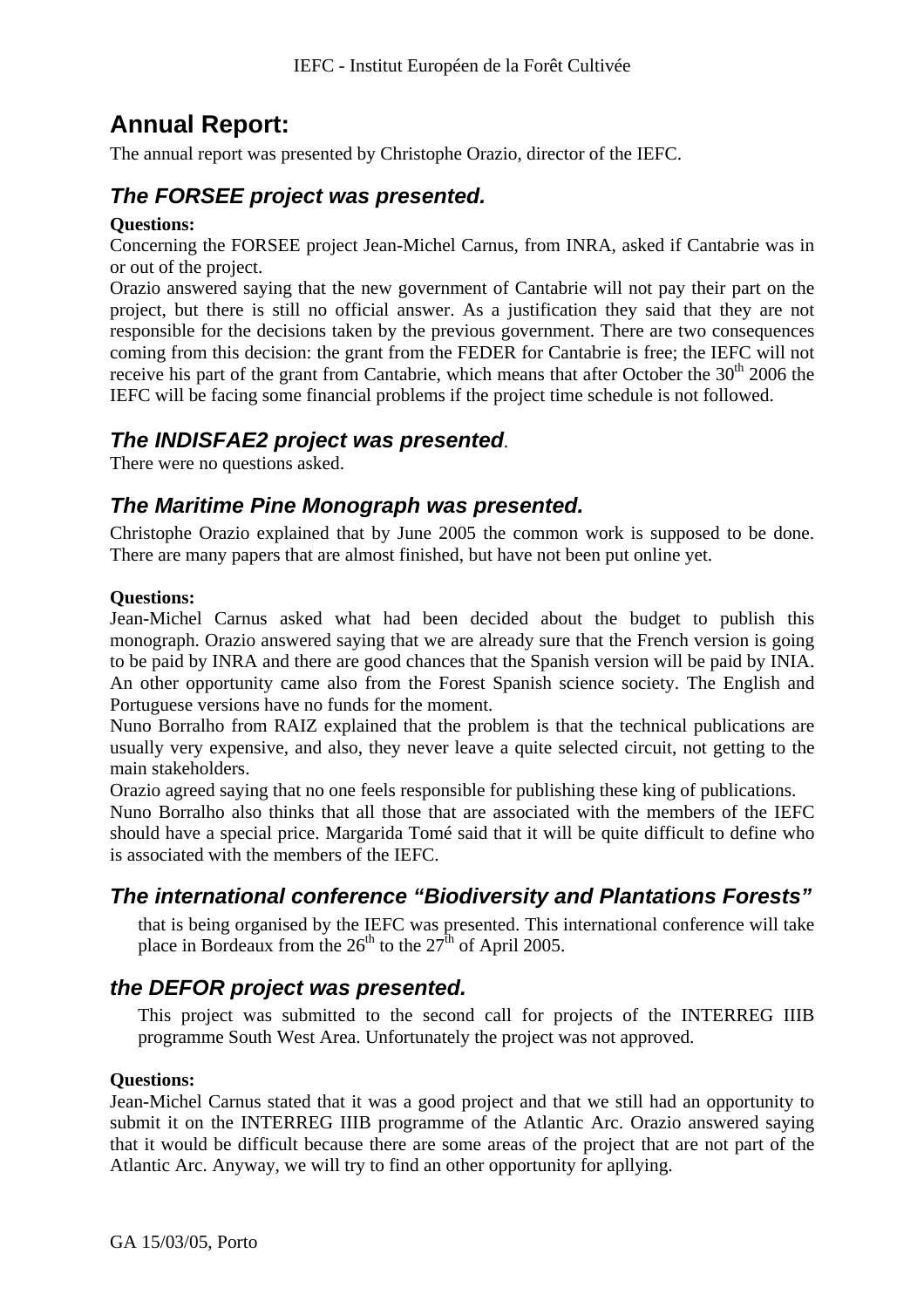# Annual Report:

The annual report was presented by Christophe Orazio, director of the IEFC.

## *The FORSEE project was presented.*

**Questions:**

Concerning the FORSEE project Jean-Michel Carnus, from INRA, asked if Cantabrie was in or out of the project.

Orazio answered saying that the new government of Cantabrie will not pay their part on the project, but there is still no official answer. As a justification they said that they are not responsible for the decisions taken by the previous government. There are two consequences coming from this decision: the grant from the FEDER for Cantabrie is free; the IEFC will not receive his part of the grant from Cantabrie, which means that after October the 30th 2006 the IEFC will be facing some financial problems if the project time schedule is not followed.

## *The INDISFAE2 project was presented*.

There were no questions asked.

## *The Maritime Pine Monograph was presented.*

Christophe Orazio explained that by June 2005 the common work is supposed to be done. There are many papers that are almost finished, but have not been put online yet.

**Questions:**

Jean-Michel Carnus asked what had been decided about the budget to publish this monograph. Orazio answered saying that we are already sure that the French version is going to be paid by INRA and there are good chances that the Spanish version will be paid by INIA. An other opportunity came also from the Forest Spanish science society. The English and Portuguese versions have no funds for the moment.

Nuno Borralho from RAIZ explained that the problem is that the technical publications are usually very expensive, and also, they never leave a quite selected circuit, not getting to the main stakeholders.

Orazio agreed saying that no one feels responsible for publishing these king of publications.

Nuno Borralho also thinks that all those that are associated with the members of the IEFC should have a special price. Margarida Tomé said that it will be quite difficult to define who is associated with the members of the IEFC.

## *The international conference "Biodiversity and Plantations Forests"*

that is being organised by the IEFC was presented. This international conference will take place in Bordeaux from the 26th to the 27th of April 2005.

## *the DEFOR project was presented.*

This project was submitted to the second call for projects of the INTERREG IIIB programme South West Area. Unfortunately the project was not approved.

**Questions:**

Jean-Michel Carnus stated that it was a good project and that we still had an opportunity to submit it on the INTERREG IIIB programme of the Atlantic Arc. Orazio answered saying that it would be difficult because there are some areas of the project that are not part of the Atlantic Arc. Anyway, we will try to find an other opportunity for apllying.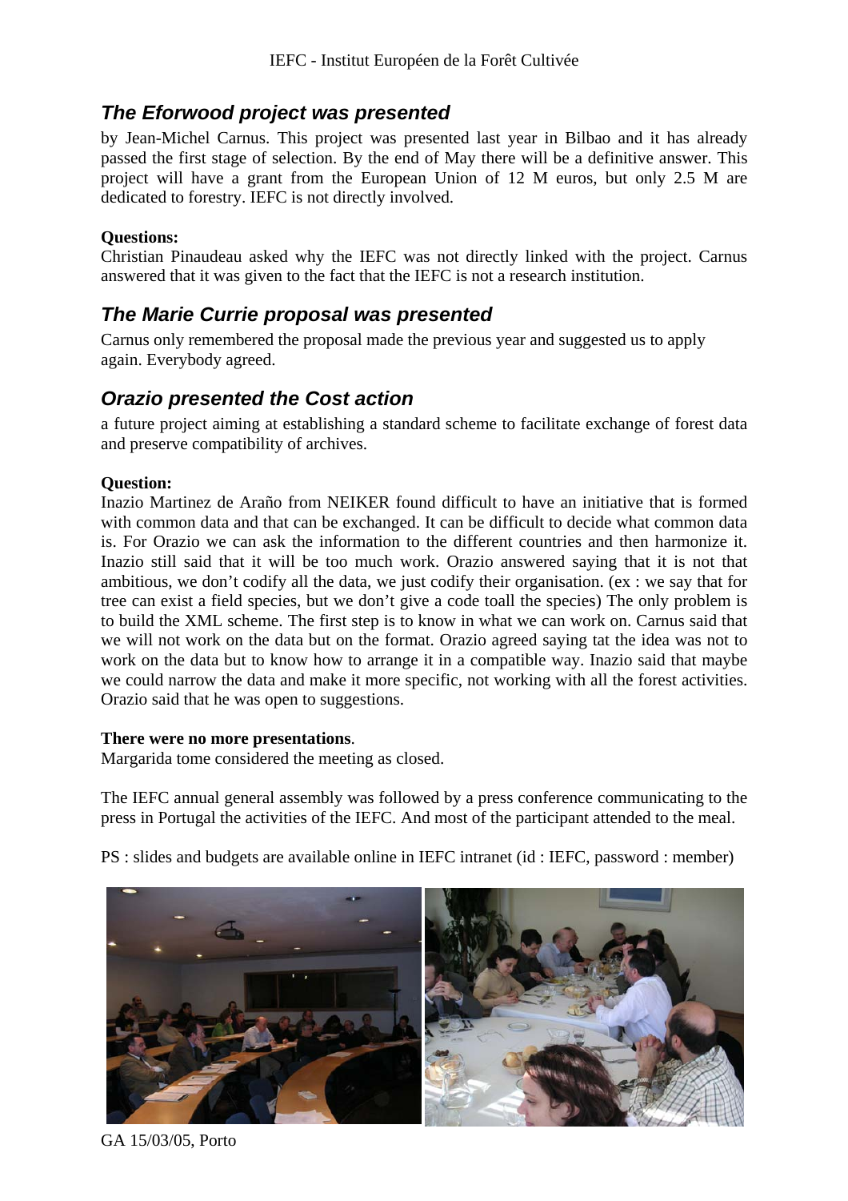## *The Eforwood project was presented*

by Jean-Michel Carnus. This project was presented last year in Bilbao and it has already passed the first stage of selection. By the end of May there will be a definitive answer. This project will have a grant from the European Union of 12 M euros, but only 2.5 M are dedicated to forestry. IEFC is not directly involved.

**Questions:**
Christian Pinaudeau asked why the IEFC was not directly linked with the project. Carnus answered that it was given to the fact that the IEFC is not a research institution.

## *The Marie Currie proposal was presented*

Carnus only remembered the proposal made the previous year and suggested us to apply again. Everybody agreed.

## *Orazio presented the Cost action*

a future project aiming at establishing a standard scheme to facilitate exchange of forest data and preserve compatibility of archives.

**Question:**
Inazio Martinez de Araño from NEIKER found difficult to have an initiative that is formed with common data and that can be exchanged. It can be difficult to decide what common data is. For Orazio we can ask the information to the different countries and then harmonize it. Inazio still said that it will be too much work. Orazio answered saying that it is not that ambitious, we don't codify all the data, we just codify their organisation. (ex : we say that for tree can exist a field species, but we don't give a code toall the species) The only problem is to build the XML scheme. The first step is to know in what we can work on. Carnus said that we will not work on the data but on the format. Orazio agreed saying tat the idea was not to work on the data but to know how to arrange it in a compatible way. Inazio said that maybe we could narrow the data and make it more specific, not working with all the forest activities. Orazio said that he was open to suggestions.

**There were no more presentations**.
Margarida tome considered the meeting as closed.

The IEFC annual general assembly was followed by a press conference communicating to the press in Portugal the activities of the IEFC. And most of the participant attended to the meal.

PS : slides and budgets are available online in IEFC intranet (id : IEFC, password : member)

GA 15/03/05, Porto